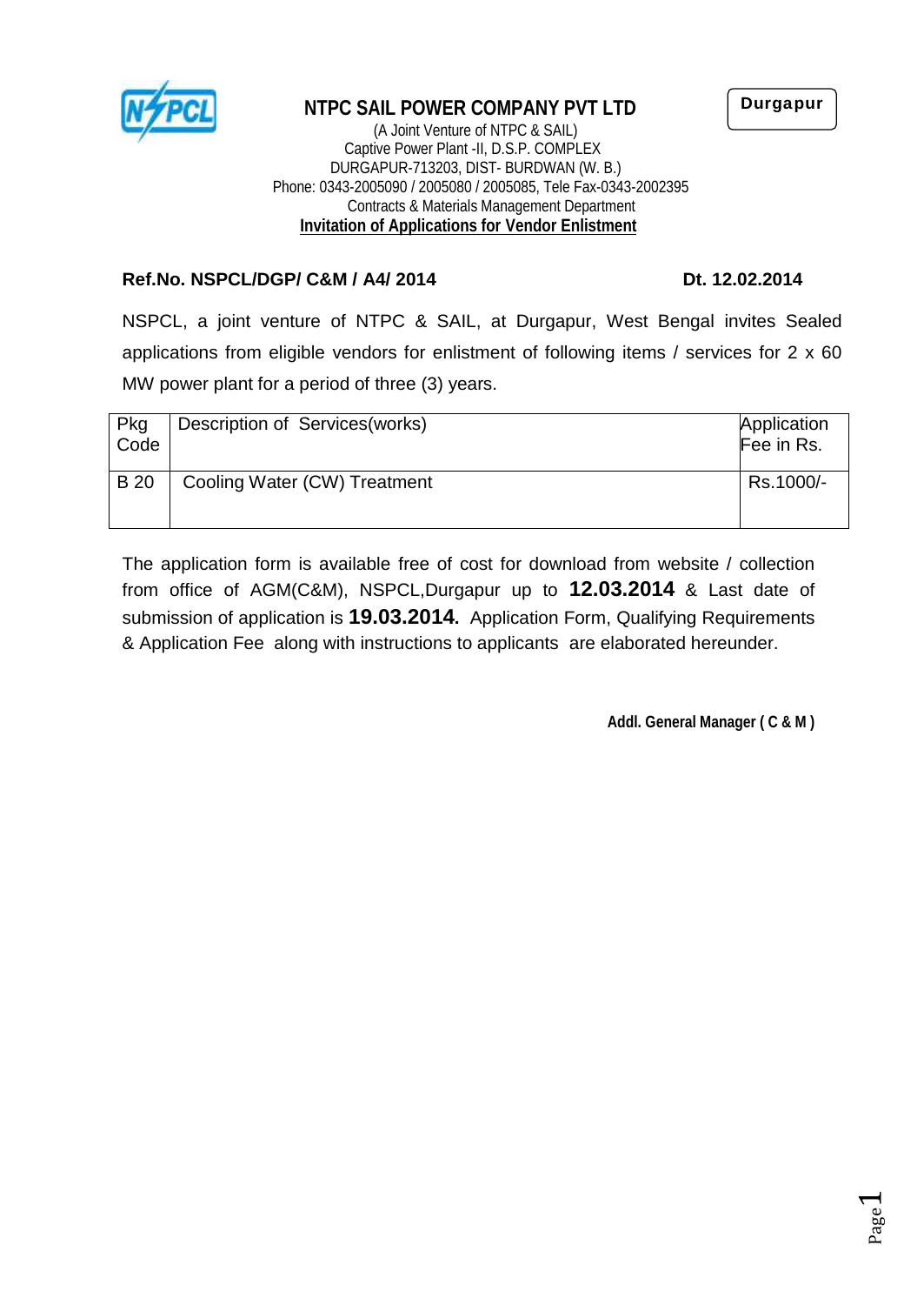**Durgapur**

# NTPC SAIL POWER COMPANY PVT LTD

(A Joint Venture of NTPC & SAIL)
Captive Power Plant -II, D.S.P. COMPLEX
DURGAPUR-713203, DIST- BURDWAN (W. B.)
Phone: 0343-2005090 / 2005080 / 2005085, Tele Fax-0343-2002395
Contracts & Materials Management Department

**Invitation of Applications for Vendor Enlistment**

**Ref.No. NSPCL/DGP/ C&M / A4/ 2014** **Dt. 12.02.2014**

NSPCL, a joint venture of NTPC & SAIL, at Durgapur, West Bengal invites Sealed applications from eligible vendors for enlistment of following items / services for 2 x 60 MW power plant for a period of three (3) years.

| Pkg Code | Description of Services(works) | Application Fee in Rs. |
|---|---|---|
| B 20 | Cooling Water (CW) Treatment | Rs.1000/- |

The application form is available free of cost for download from website / collection from office of AGM(C&M), NSPCL,Durgapur up to **12.03.2014** & Last date of submission of application is **19.03.2014.** Application Form, Qualifying Requirements & Application Fee along with instructions to applicants are elaborated hereunder.

**Addl. General Manager ( C & M )**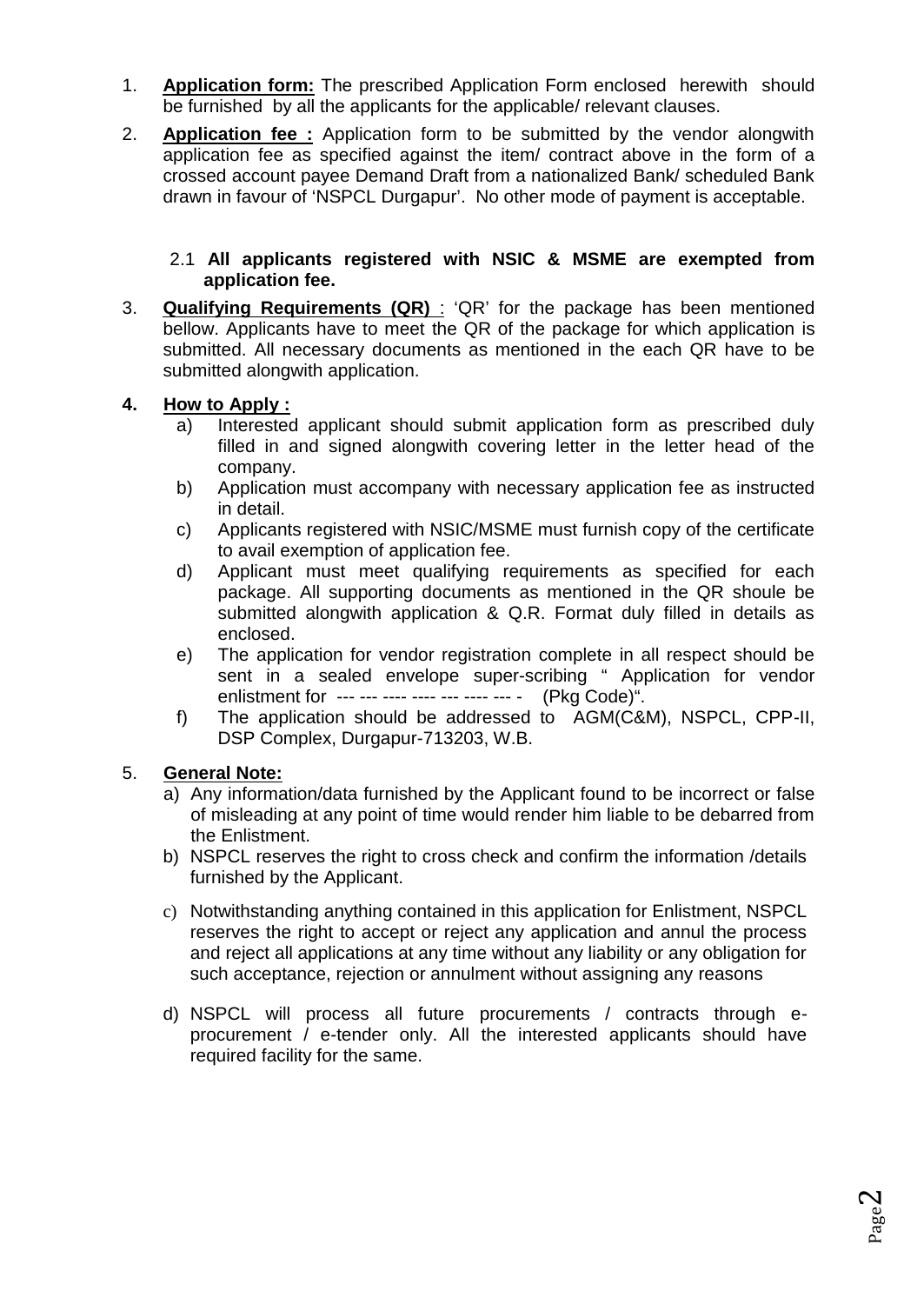1. **Application form:** The prescribed Application Form enclosed herewith should be furnished by all the applicants for the applicable/ relevant clauses.

2. **Application fee :** Application form to be submitted by the vendor alongwith application fee as specified against the item/ contract above in the form of a crossed account payee Demand Draft from a nationalized Bank/ scheduled Bank drawn in favour of 'NSPCL Durgapur'. No other mode of payment is acceptable.

   2.1 **All applicants registered with NSIC & MSME are exempted from application fee.**

3. **Qualifying Requirements (QR)** : 'QR' for the package has been mentioned bellow. Applicants have to meet the QR of the package for which application is submitted. All necessary documents as mentioned in the each QR have to be submitted alongwith application.

4. **How to Apply :**
   a) Interested applicant should submit application form as prescribed duly filled in and signed alongwith covering letter in the letter head of the company.
   b) Application must accompany with necessary application fee as instructed in detail.
   c) Applicants registered with NSIC/MSME must furnish copy of the certificate to avail exemption of application fee.
   d) Applicant must meet qualifying requirements as specified for each package. All supporting documents as mentioned in the QR shoule be submitted alongwith application & Q.R. Format duly filled in details as enclosed.
   e) The application for vendor registration complete in all respect should be sent in a sealed envelope super-scribing " Application for vendor enlistment for --- --- ---- ---- --- ---- --- - (Pkg Code)".
   f) The application should be addressed to AGM(C&M), NSPCL, CPP-II, DSP Complex, Durgapur-713203, W.B.

5. **General Note:**
   a) Any information/data furnished by the Applicant found to be incorrect or false of misleading at any point of time would render him liable to be debarred from the Enlistment.
   b) NSPCL reserves the right to cross check and confirm the information /details furnished by the Applicant.
   c) Notwithstanding anything contained in this application for Enlistment, NSPCL reserves the right to accept or reject any application and annul the process and reject all applications at any time without any liability or any obligation for such acceptance, rejection or annulment without assigning any reasons
   d) NSPCL will process all future procurements / contracts through e-procurement / e-tender only. All the interested applicants should have required facility for the same.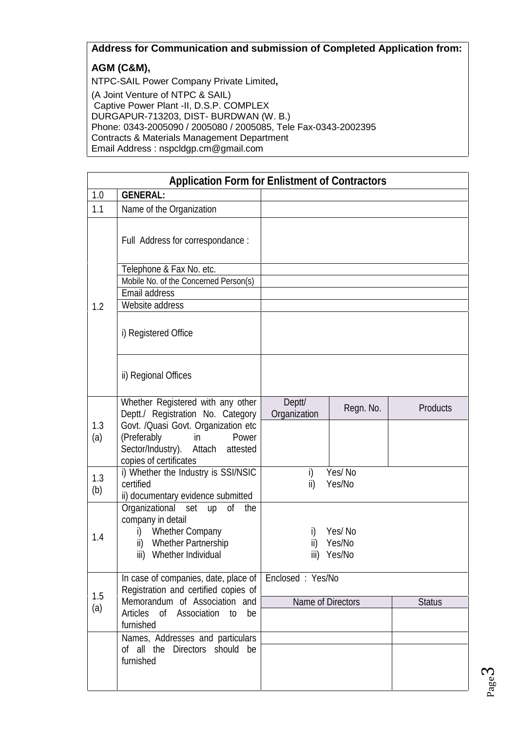**Address for Communication and submission of Completed Application from:**

**AGM (C&M),**

NTPC-SAIL Power Company Private Limited**,**

(A Joint Venture of NTPC & SAIL)
Captive Power Plant -II, D.S.P. COMPLEX
DURGAPUR-713203, DIST- BURDWAN (W. B.)
Phone: 0343-2005090 / 2005080 / 2005085, Tele Fax-0343-2002395
Contracts & Materials Management Department
Email Address : nspcldgp.cm@gmail.com

| **Application Form for Enlistment of Contractors** | | | | |
|---|---|---|---|---|
| 1.0 | **GENERAL:** | | | |
| 1.1 | Name of the Organization | | | |
| 1.2 | Full Address for correspondance : | | | |
| | Telephone & Fax No. etc. | | | |
| | Mobile No. of the Concerned Person(s) | | | |
| | Email address | | | |
| | Website address | | | |
| | i) Registered Office | | | |
| | ii) Regional Offices | | | |
| 1.3 (a) | Whether Registered with any other Deptt./ Registration No. Category Govt. /Quasi Govt. Organization etc (Preferably in Power Sector/Industry). Attach attested copies of certificates | Deptt/ Organization | Regn. No. | Products |
| | | | | |
| 1.3 (b) | i) Whether the Industry is SSI/NSIC certified<br>ii) documentary evidence submitted | i) Yes/ No<br>ii) Yes/No | | |
| 1.4 | Organizational set up of the company in detail<br>i) Whether Company<br>ii) Whether Partnership<br>iii) Whether Individual | i) Yes/ No<br>ii) Yes/No<br>iii) Yes/No | | |
| 1.5 (a) | In case of companies, date, place of Registration and certified copies of Memorandum of Association and Articles of Association to be furnished | Enclosed : Yes/No | | |
| | | Name of Directors | | Status |
| | | | | |
| | Names, Addresses and particulars of all the Directors should be furnished | | | |
| | | | | |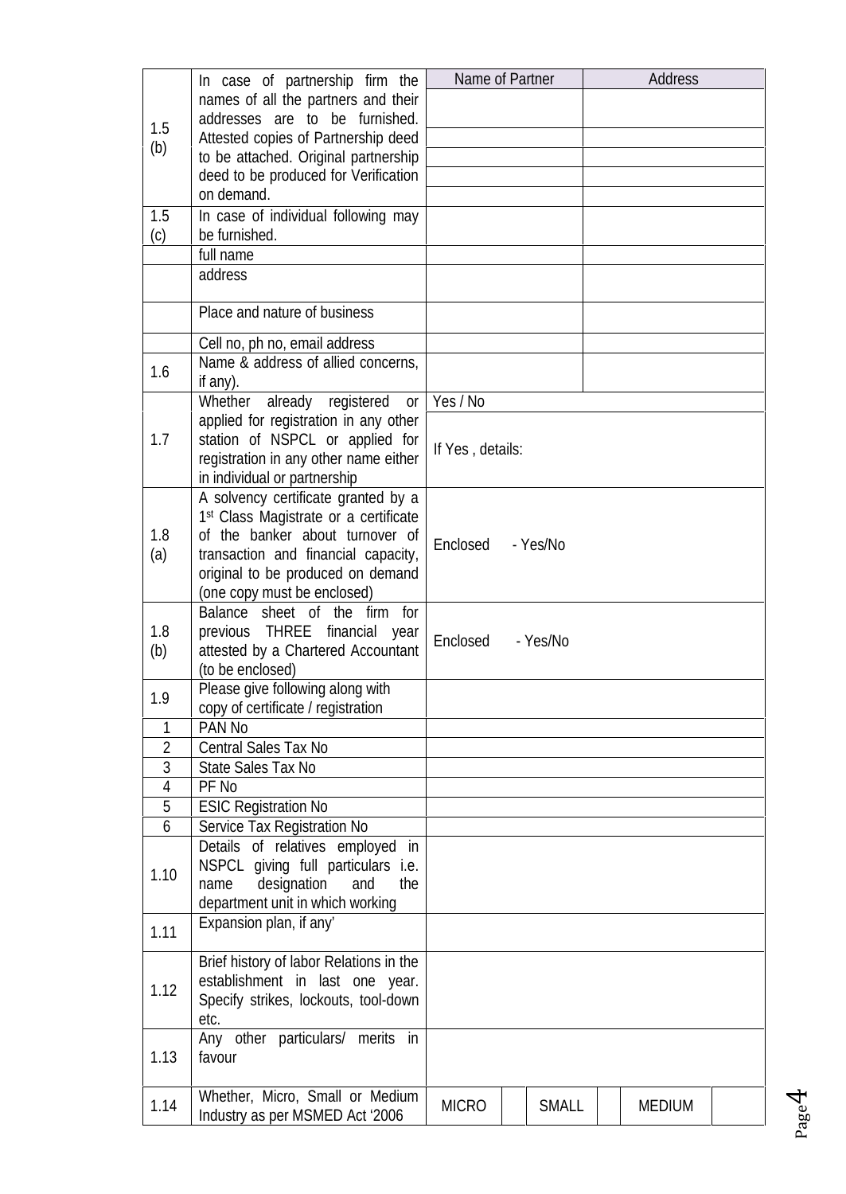| | | | | | | |
|---|---|---|---|---|---|---|
| 1.5 (b) | In case of partnership firm the names of all the partners and their addresses are to be furnished. Attested copies of Partnership deed to be attached. Original partnership deed to be produced for Verification on demand. | Name of Partner | | | Address | |
| | | | | | | |
| | | | | | | |
| | | | | | | |
| | | | | | | |
| | | | | | | |
| 1.5 (c) | In case of individual following may be furnished. | | | | | |
| | full name | | | | | |
| | address | | | | | |
| | Place and nature of business | | | | | |
| | Cell no, ph no, email address | | | | | |
| 1.6 | Name & address of allied concerns, if any). | | | | | |
| 1.7 | Whether already registered or applied for registration in any other station of NSPCL or applied for registration in any other name either in individual or partnership | Yes / No | | | | |
| | | If Yes , details: | | | | |
| 1.8 (a) | A solvency certificate granted by a 1st Class Magistrate or a certificate of the banker about turnover of transaction and financial capacity, original to be produced on demand (one copy must be enclosed) | Enclosed - Yes/No | | | | |
| 1.8 (b) | Balance sheet of the firm for previous THREE financial year attested by a Chartered Accountant (to be enclosed) | Enclosed - Yes/No | | | | |
| 1.9 | Please give following along with copy of certificate / registration | | | | | |
| 1 | PAN No | | | | | |
| 2 | Central Sales Tax No | | | | | |
| 3 | State Sales Tax No | | | | | |
| 4 | PF No | | | | | |
| 5 | ESIC Registration No | | | | | |
| 6 | Service Tax Registration No | | | | | |
| 1.10 | Details of relatives employed in NSPCL giving full particulars i.e. name designation and the department unit in which working | | | | | |
| 1.11 | Expansion plan, if any' | | | | | |
| 1.12 | Brief history of labor Relations in the establishment in last one year. Specify strikes, lockouts, tool-down etc. | | | | | |
| 1.13 | Any other particulars/ merits in favour | | | | | |
| 1.14 | Whether, Micro, Small or Medium Industry as per MSMED Act '2006 | MICRO | | SMALL | | MEDIUM |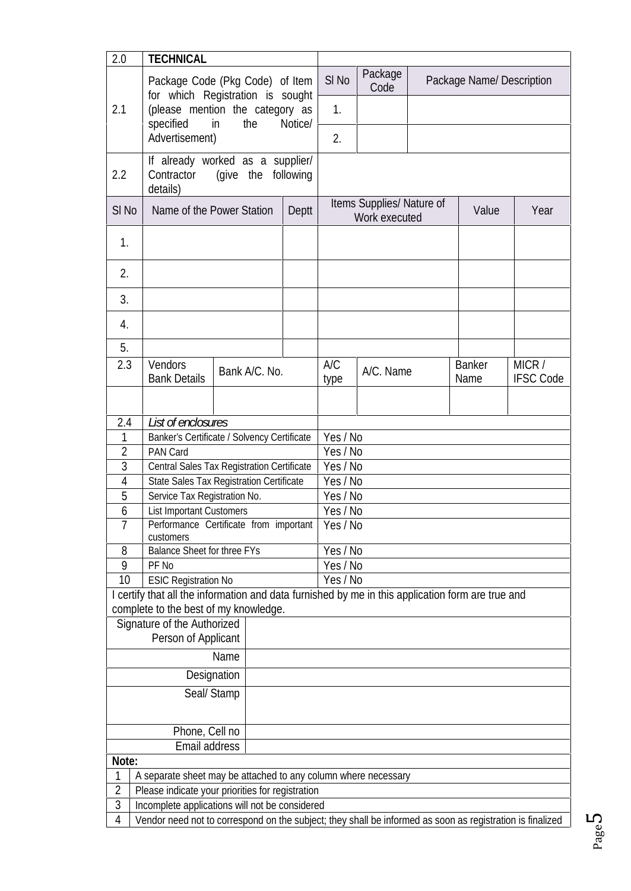| 2.0 | **TECHNICAL** | | | | |
|---|---|---|---|---|---|
| 2.1 | Package Code (Pkg Code) of Item for which Registration is sought (please mention the category as specified in the Notice/ Advertisement) | Sl No | Package Code | Package Name/ Description | |
| | | 1. | | | |
| | | 2. | | | |
| 2.2 | If already worked as a supplier/ Contractor (give the following details) | | | | |

| Sl No | Name of the Power Station | Deptt | Items Supplies/ Nature of Work executed | Value | Year |
|---|---|---|---|---|---|
| 1. | | | | | |
| 2. | | | | | |
| 3. | | | | | |
| 4. | | | | | |
| 5. | | | | | |

| 2.3 | Vendors Bank Details | Bank A/C. No. | A/C type | A/C. Name | Banker Name | MICR / IFSC Code |
|---|---|---|---|---|---|---|
| | | | | | | |

| 2.4 | *List of enclosures* | |
|---|---|---|
| 1 | Banker's Certificate / Solvency Certificate | Yes / No |
| 2 | PAN Card | Yes / No |
| 3 | Central Sales Tax Registration Certificate | Yes / No |
| 4 | State Sales Tax Registration Certificate | Yes / No |
| 5 | Service Tax Registration No. | Yes / No |
| 6 | List Important Customers | Yes / No |
| 7 | Performance Certificate from important customers | Yes / No |
| 8 | Balance Sheet for three FYs | Yes / No |
| 9 | PF No | Yes / No |
| 10 | ESIC Registration No | Yes / No |

I certify that all the information and data furnished by me in this application form are true and complete to the best of my knowledge.

| Signature of the Authorized Person of Applicant | |
|---|---|
| Name | |
| Designation | |
| Seal/ Stamp | |
| Phone, Cell no | |
| Email address | |

**Note:**

| 1 | A separate sheet may be attached to any column where necessary |
|---|---|
| 2 | Please indicate your priorities for registration |
| 3 | Incomplete applications will not be considered |
| 4 | Vendor need not to correspond on the subject; they shall be informed as soon as registration is finalized |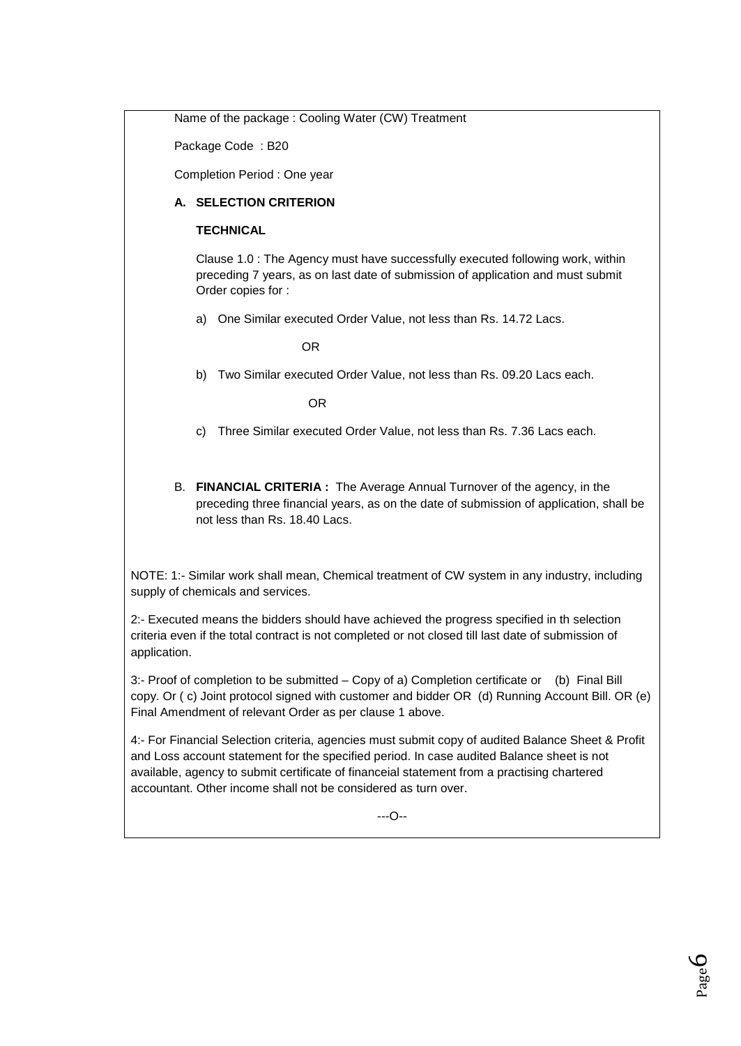Name of the package : Cooling Water (CW) Treatment

Package Code : B20

Completion Period : One year

**A. SELECTION CRITERION**

**TECHNICAL**

Clause 1.0 : The Agency must have successfully executed following work, within preceding 7 years, as on last date of submission of application and must submit Order copies for :

a) One Similar executed Order Value, not less than Rs. 14.72 Lacs.

OR

b) Two Similar executed Order Value, not less than Rs. 09.20 Lacs each.

OR

c) Three Similar executed Order Value, not less than Rs. 7.36 Lacs each.

B. **FINANCIAL CRITERIA :** The Average Annual Turnover of the agency, in the preceding three financial years, as on the date of submission of application, shall be not less than Rs. 18.40 Lacs.

NOTE: 1:- Similar work shall mean, Chemical treatment of CW system in any industry, including supply of chemicals and services.

2:- Executed means the bidders should have achieved the progress specified in th selection criteria even if the total contract is not completed or not closed till last date of submission of application.

3:- Proof of completion to be submitted – Copy of a) Completion certificate or (b) Final Bill copy. Or ( c) Joint protocol signed with customer and bidder OR (d) Running Account Bill. OR (e) Final Amendment of relevant Order as per clause 1 above.

4:- For Financial Selection criteria, agencies must submit copy of audited Balance Sheet & Profit and Loss account statement for the specified period. In case audited Balance sheet is not available, agency to submit certificate of financeial statement from a practising chartered accountant. Other income shall not be considered as turn over.

---O--